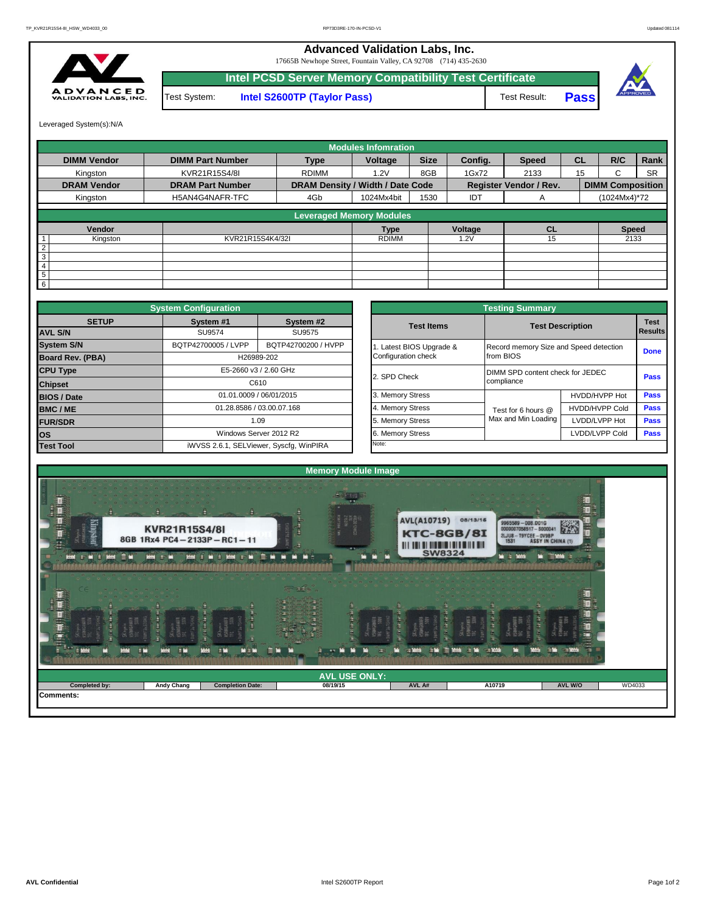# Advanced Validation Labs, Inc.

17665B Newhope Street, Fountain Valley, CA 92708 (714) 435-2630

## Intel PCSD Server Memory Compatibility Test Certificate

Test System: **Intel S2600TP (Taylor Pass)** Test Result: **Pass**

Leveraged System(s):N/A

### Modules Infomration

| DIMM Vendor | DIMM Part Number | Type | Voltage | Size | Config. | Speed | CL | R/C | Rank |
|---|---|---|---|---|---|---|---|---|---|
| Kingston | KVR21R15S4/8I | RDIMM | 1.2V | 8GB | 1Gx72 | 2133 | 15 | C | SR |
| **DRAM Vendor** | **DRAM Part Number** | **DRAM Density / Width / Date Code** | | | **Register Vendor / Rev.** | | **DIMM Composition** | | |
| Kingston | H5AN4G4NAFR-TFC | 4Gb | 1024Mx4bit | 1530 | IDT | A | (1024Mx4)*72 | | |

### Leveraged Memory Modules

| | Vendor | | Type | Voltage | CL | Speed |
|---|---|---|---|---|---|---|
| 1 | Kingston | KVR21R15S4K4/32I | RDIMM | 1.2V | 15 | 2133 |
| 2 | | | | | | |
| 3 | | | | | | |
| 4 | | | | | | |
| 5 | | | | | | |
| 6 | | | | | | |

### System Configuration

| SETUP | System #1 | System #2 |
|---|---|---|
| AVL S/N | SU9574 | SU9575 |
| System S/N | BQTP42700005 / LVPP | BQTP42700200 / HVPP |
| Board Rev. (PBA) | H26989-202 | |
| CPU Type | E5-2660 v3 / 2.60 GHz | |
| Chipset | C610 | |
| BIOS / Date | 01.01.0009 / 06/01/2015 | |
| BMC / ME | 01.28.8586 / 03.00.07.168 | |
| FUR/SDR | 1.09 | |
| OS | Windows Server 2012 R2 | |
| Test Tool | iWVSS 2.6.1, SELViewer, Syscfg, WinPIRA | |

### Testing Summary

| Test Items | Test Description | | Test Results |
|---|---|---|---|
| 1. Latest BIOS Upgrade & Configuration check | Record memory Size and Speed detection from BIOS | | Done |
| 2. SPD Check | DIMM SPD content check for JEDEC compliance | | Pass |
| 3. Memory Stress | Test for 6 hours @ Max and Min Loading | HVDD/HVPP Hot | Pass |
| 4. Memory Stress | | HVDD/HVPP Cold | Pass |
| 5. Memory Stress | | LVDD/LVPP Hot | Pass |
| 6. Memory Stress | | LVDD/LVPP Cold | Pass |
| Note: | | | |

### Memory Module Image

### AVL USE ONLY:

| Completed by: | Andy Chang | Completion Date: | 08/19/15 | AVL A# | A10719 | AVL W/O | WD4033 |
|---|---|---|---|---|---|---|---|

Comments: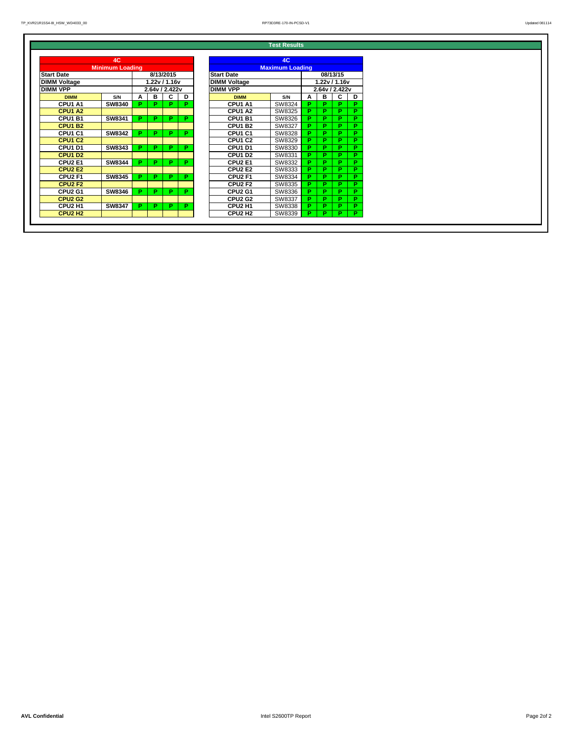## Test Results

| 4C Minimum Loading | | | | | |
|---|---|---|---|---|---|
| Start Date | | 8/13/2015 | | | |
| DIMM Voltage | | 1.22v / 1.16v | | | |
| DIMM VPP | | 2.64v / 2.422v | | | |
| DIMM | S/N | A | B | C | D |
| CPU1 A1 | SW8340 | P | P | P | P |
| CPU1 A2 | | | | | |
| CPU1 B1 | SW8341 | P | P | P | P |
| CPU1 B2 | | | | | |
| CPU1 C1 | SW8342 | P | P | P | P |
| CPU1 C2 | | | | | |
| CPU1 D1 | SW8343 | P | P | P | P |
| CPU1 D2 | | | | | |
| CPU2 E1 | SW8344 | P | P | P | P |
| CPU2 E2 | | | | | |
| CPU2 F1 | SW8345 | P | P | P | P |
| CPU2 F2 | | | | | |
| CPU2 G1 | SW8346 | P | P | P | P |
| CPU2 G2 | | | | | |
| CPU2 H1 | SW8347 | P | P | P | P |
| CPU2 H2 | | | | | |

| 4C Maximum Loading | | | | | |
|---|---|---|---|---|---|
| Start Date | | 08/13/15 | | | |
| DIMM Voltage | | 1.22v / 1.16v | | | |
| DIMM VPP | | 2.64v / 2.422v | | | |
| DIMM | S/N | A | B | C | D |
| CPU1 A1 | SW8324 | P | P | P | P |
| CPU1 A2 | SW8325 | P | P | P | P |
| CPU1 B1 | SW8326 | P | P | P | P |
| CPU1 B2 | SW8327 | P | P | P | P |
| CPU1 C1 | SW8328 | P | P | P | P |
| CPU1 C2 | SW8329 | P | P | P | P |
| CPU1 D1 | SW8330 | P | P | P | P |
| CPU1 D2 | SW8331 | P | P | P | P |
| CPU2 E1 | SW8332 | P | P | P | P |
| CPU2 E2 | SW8333 | P | P | P | P |
| CPU2 F1 | SW8334 | P | P | P | P |
| CPU2 F2 | SW8335 | P | P | P | P |
| CPU2 G1 | SW8336 | P | P | P | P |
| CPU2 G2 | SW8337 | P | P | P | P |
| CPU2 H1 | SW8338 | P | P | P | P |
| CPU2 H2 | SW8339 | P | P | P | P |